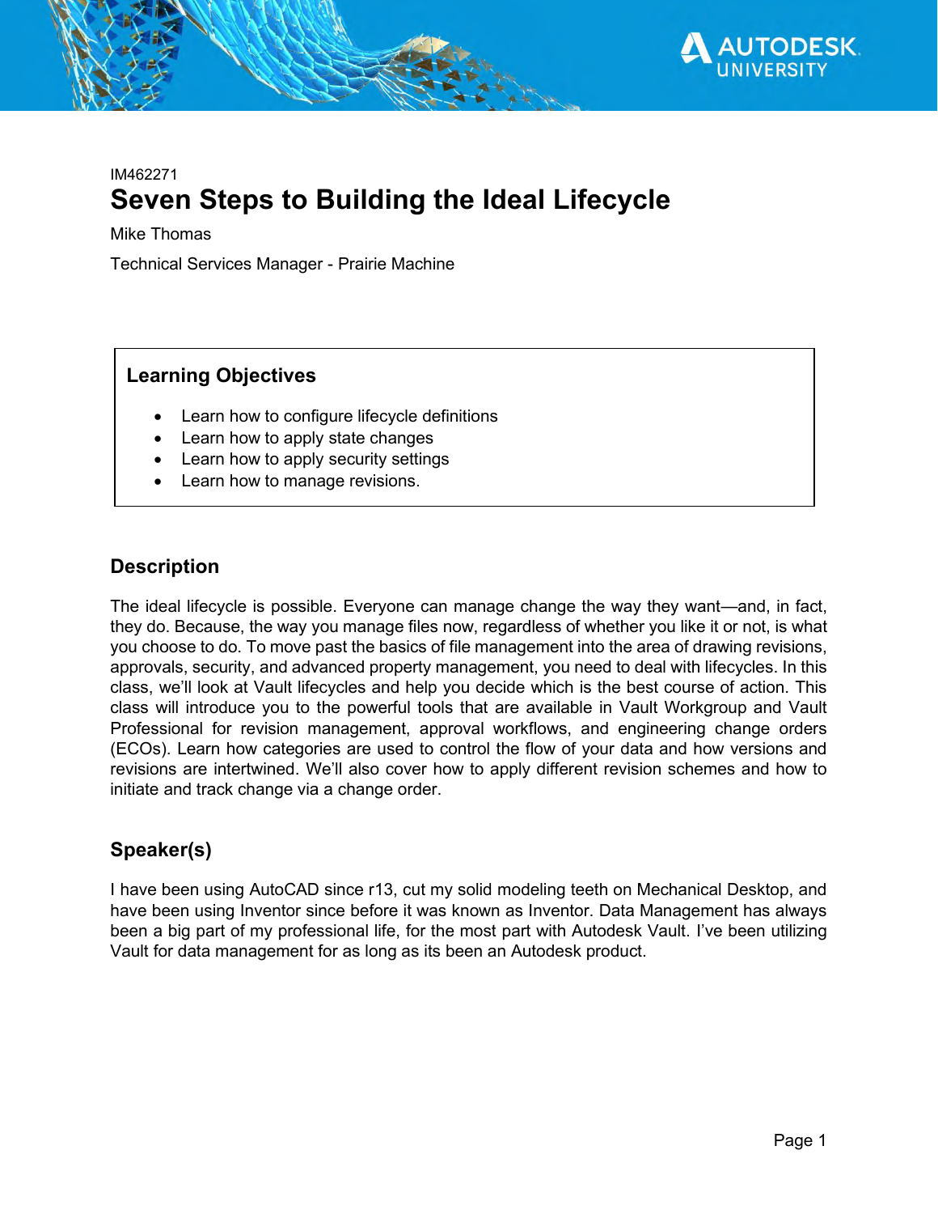IM462271

# Seven Steps to Building the Ideal Lifecycle

Mike Thomas

Technical Services Manager - Prairie Machine

## Learning Objectives

- Learn how to configure lifecycle definitions
- Learn how to apply state changes
- Learn how to apply security settings
- Learn how to manage revisions.

## Description

The ideal lifecycle is possible. Everyone can manage change the way they want—and, in fact, they do. Because, the way you manage files now, regardless of whether you like it or not, is what you choose to do. To move past the basics of file management into the area of drawing revisions, approvals, security, and advanced property management, you need to deal with lifecycles. In this class, we'll look at Vault lifecycles and help you decide which is the best course of action. This class will introduce you to the powerful tools that are available in Vault Workgroup and Vault Professional for revision management, approval workflows, and engineering change orders (ECOs). Learn how categories are used to control the flow of your data and how versions and revisions are intertwined. We'll also cover how to apply different revision schemes and how to initiate and track change via a change order.

## Speaker(s)

I have been using AutoCAD since r13, cut my solid modeling teeth on Mechanical Desktop, and have been using Inventor since before it was known as Inventor. Data Management has always been a big part of my professional life, for the most part with Autodesk Vault. I've been utilizing Vault for data management for as long as its been an Autodesk product.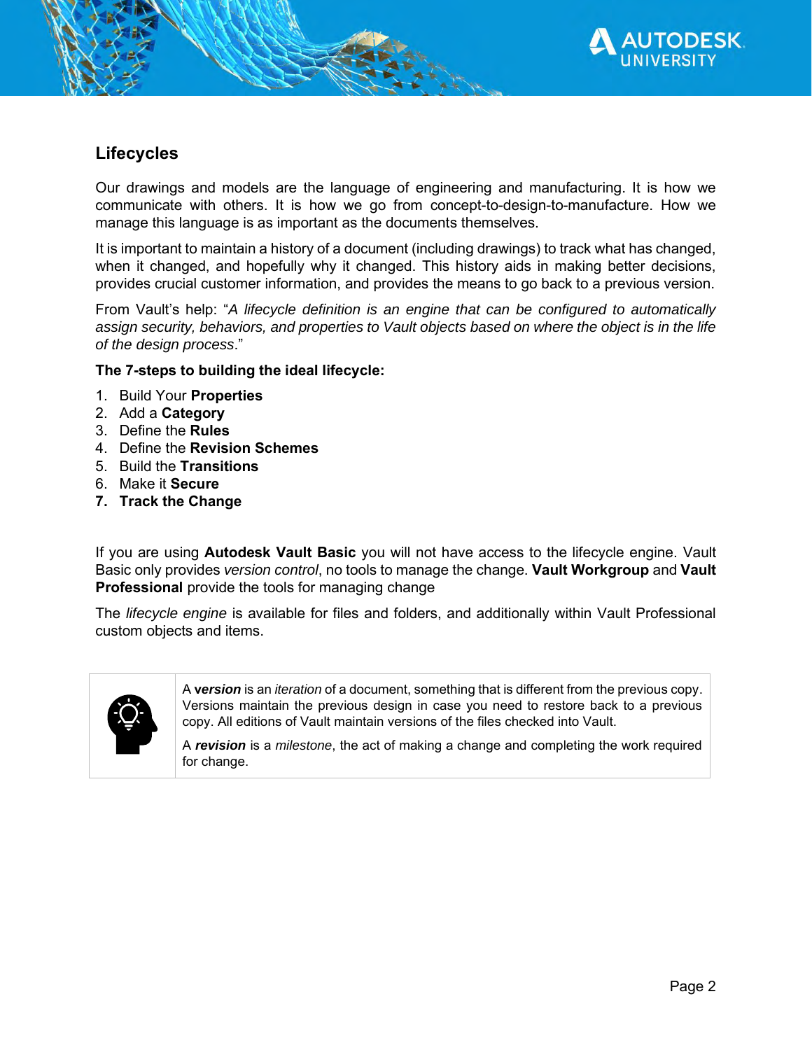## Lifecycles

Our drawings and models are the language of engineering and manufacturing. It is how we communicate with others. It is how we go from concept-to-design-to-manufacture. How we manage this language is as important as the documents themselves.

It is important to maintain a history of a document (including drawings) to track what has changed, when it changed, and hopefully why it changed. This history aids in making better decisions, provides crucial customer information, and provides the means to go back to a previous version.

From Vault's help: "*A lifecycle definition is an engine that can be configured to automatically assign security, behaviors, and properties to Vault objects based on where the object is in the life of the design process*."

**The 7-steps to building the ideal lifecycle:**

1. Build Your **Properties**
2. Add a **Category**
3. Define the **Rules**
4. Define the **Revision Schemes**
5. Build the **Transitions**
6. Make it **Secure**
7. **Track the Change**

If you are using **Autodesk Vault Basic** you will not have access to the lifecycle engine. Vault Basic only provides *version control*, no tools to manage the change. **Vault Workgroup** and **Vault Professional** provide the tools for managing change

The *lifecycle engine* is available for files and folders, and additionally within Vault Professional custom objects and items.

> A **version** is an *iteration* of a document, something that is different from the previous copy. Versions maintain the previous design in case you need to restore back to a previous copy. All editions of Vault maintain versions of the files checked into Vault.
>
> A ***revision*** is a *milestone*, the act of making a change and completing the work required for change.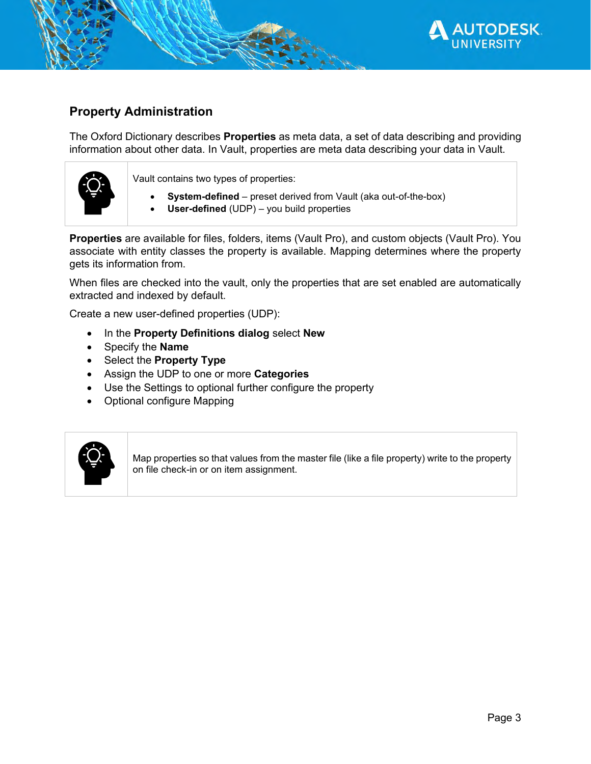## Property Administration

The Oxford Dictionary describes **Properties** as meta data, a set of data describing and providing information about other data. In Vault, properties are meta data describing your data in Vault.

> Vault contains two types of properties:
>
> - **System-defined** – preset derived from Vault (aka out-of-the-box)
> - **User-defined** (UDP) – you build properties

**Properties** are available for files, folders, items (Vault Pro), and custom objects (Vault Pro). You associate with entity classes the property is available. Mapping determines where the property gets its information from.

When files are checked into the vault, only the properties that are set enabled are automatically extracted and indexed by default.

Create a new user-defined properties (UDP):

- In the **Property Definitions dialog** select **New**
- Specify the **Name**
- Select the **Property Type**
- Assign the UDP to one or more **Categories**
- Use the Settings to optional further configure the property
- Optional configure Mapping

> Map properties so that values from the master file (like a file property) write to the property on file check-in or on item assignment.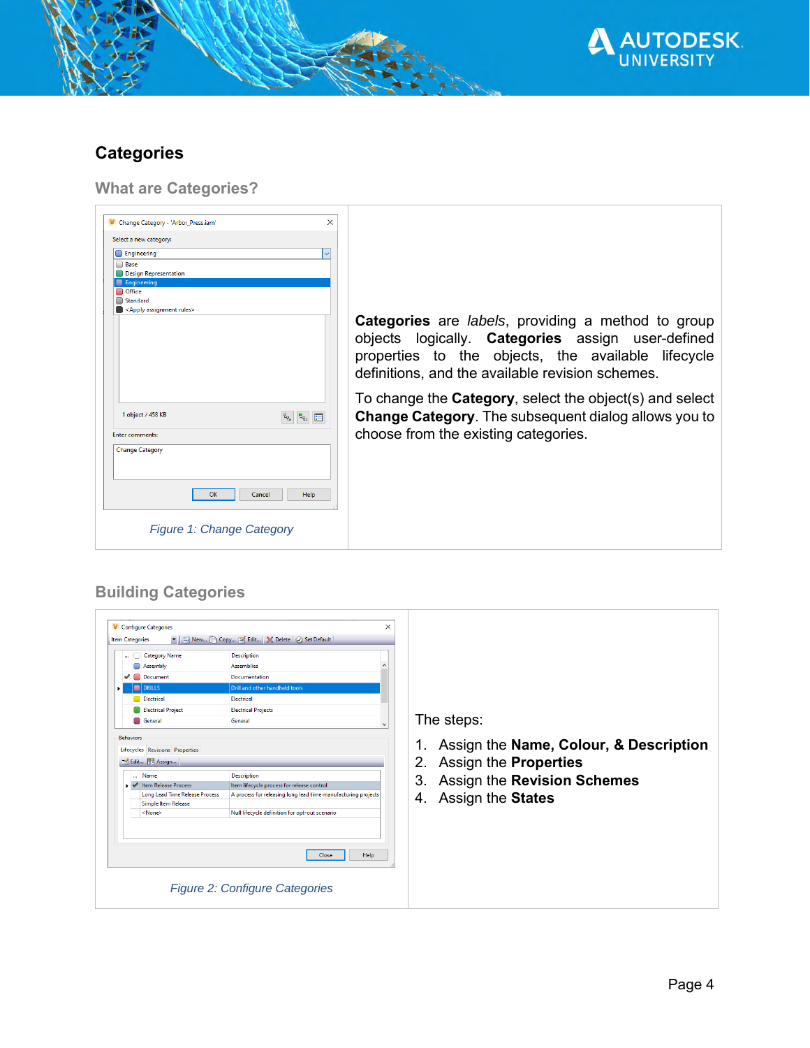## Categories

### What are Categories?

Figure 1: Change Category

**Categories** are *labels*, providing a method to group objects logically. **Categories** assign user-defined properties to the objects, the available lifecycle definitions, and the available revision schemes.

To change the **Category**, select the object(s) and select **Change Category**. The subsequent dialog allows you to choose from the existing categories.

### Building Categories

Figure 2: Configure Categories

The steps:

1. Assign the **Name, Colour, & Description**
2. Assign the **Properties**
3. Assign the **Revision Schemes**
4. Assign the **States**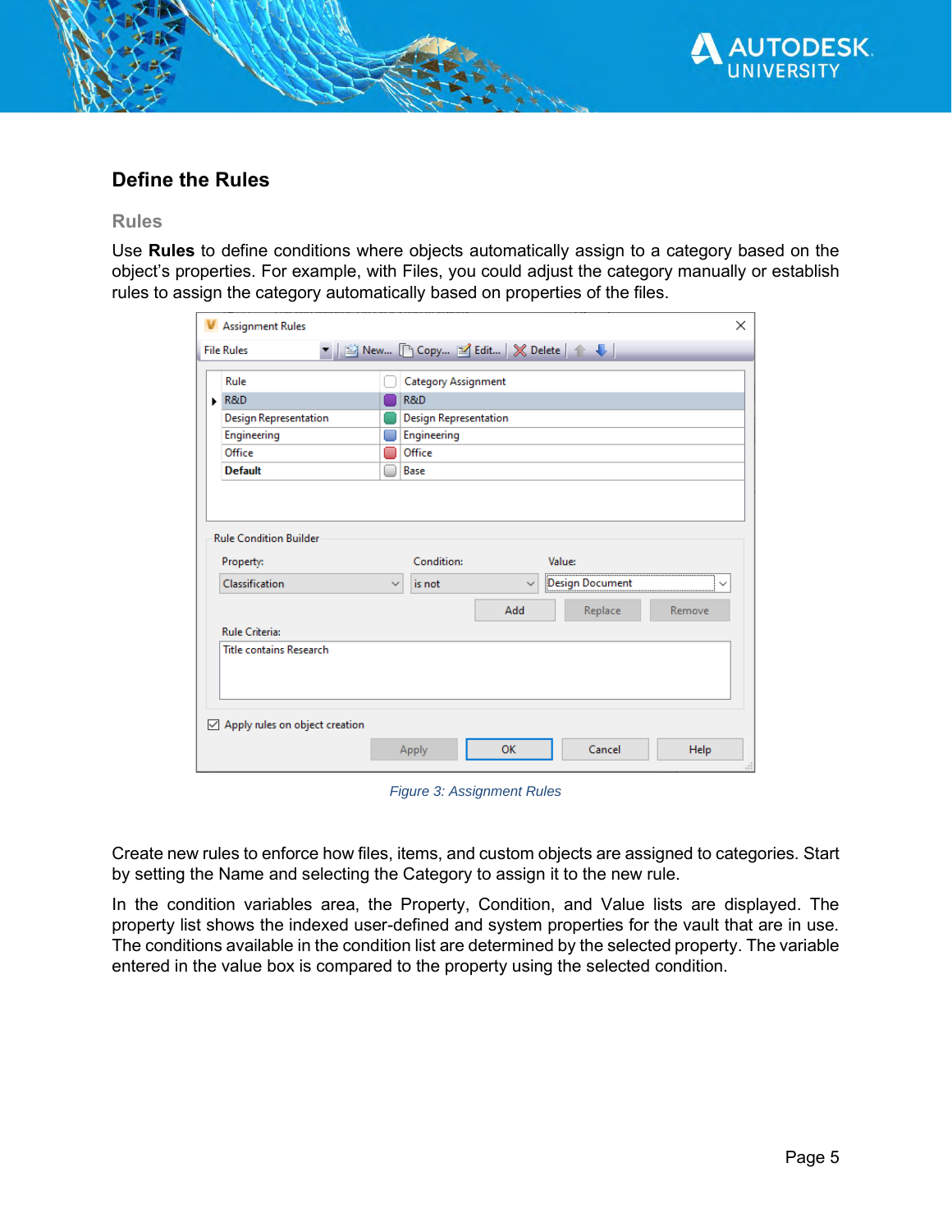## Define the Rules

### Rules

Use **Rules** to define conditions where objects automatically assign to a category based on the object's properties. For example, with Files, you could adjust the category manually or establish rules to assign the category automatically based on properties of the files.

*Figure 3: Assignment Rules*

Create new rules to enforce how files, items, and custom objects are assigned to categories. Start by setting the Name and selecting the Category to assign it to the new rule.

In the condition variables area, the Property, Condition, and Value lists are displayed. The property list shows the indexed user-defined and system properties for the vault that are in use. The conditions available in the condition list are determined by the selected property. The variable entered in the value box is compared to the property using the selected condition.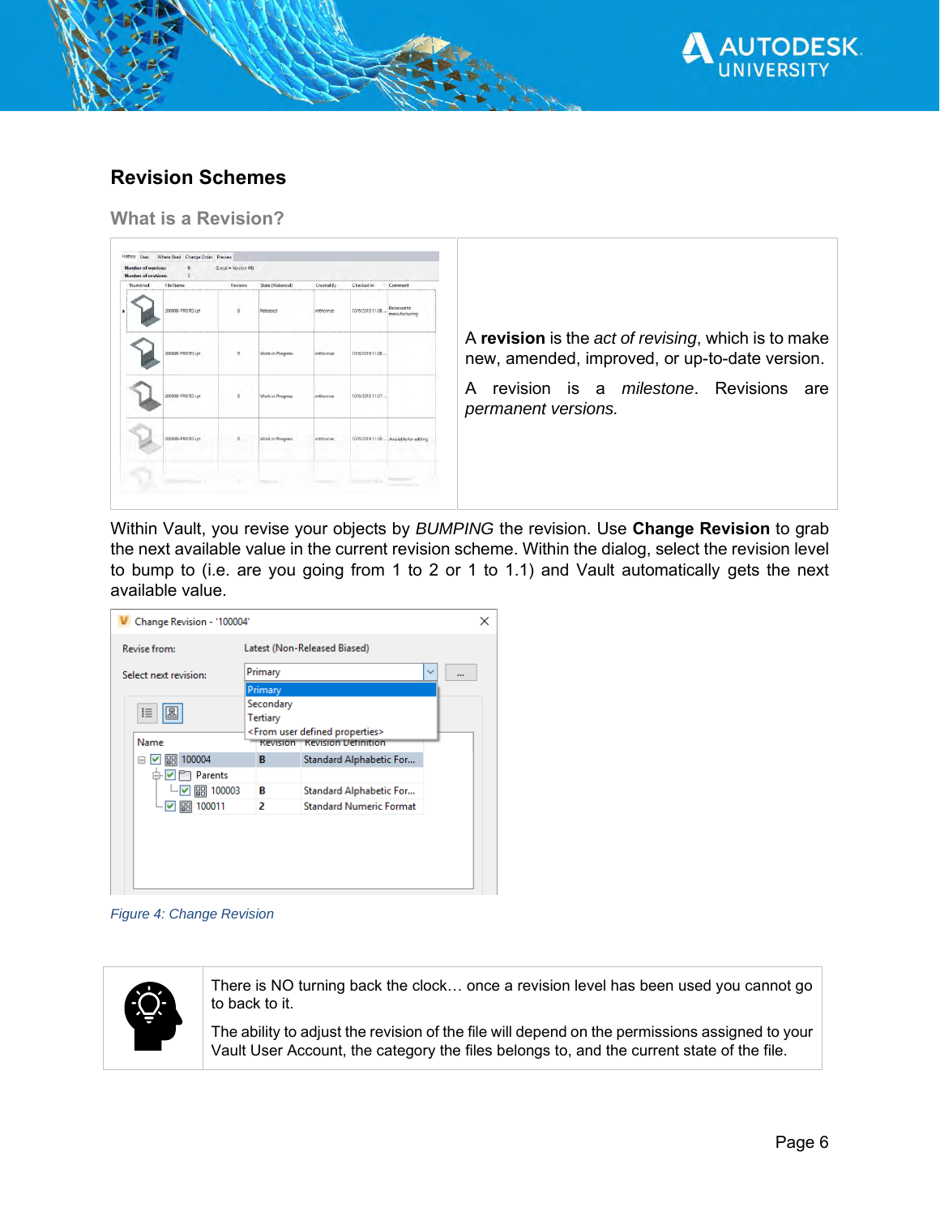## Revision Schemes

### What is a Revision?

A **revision** is the *act of revising*, which is to make new, amended, improved, or up-to-date version.

A revision is a *milestone*. Revisions are *permanent versions.*

Within Vault, you revise your objects by *BUMPING* the revision. Use **Change Revision** to grab the next available value in the current revision scheme. Within the dialog, select the revision level to bump to (i.e. are you going from 1 to 2 or 1 to 1.1) and Vault automatically gets the next available value.

*Figure 4: Change Revision*

There is NO turning back the clock… once a revision level has been used you cannot go to back to it.

The ability to adjust the revision of the file will depend on the permissions assigned to your Vault User Account, the category the files belongs to, and the current state of the file.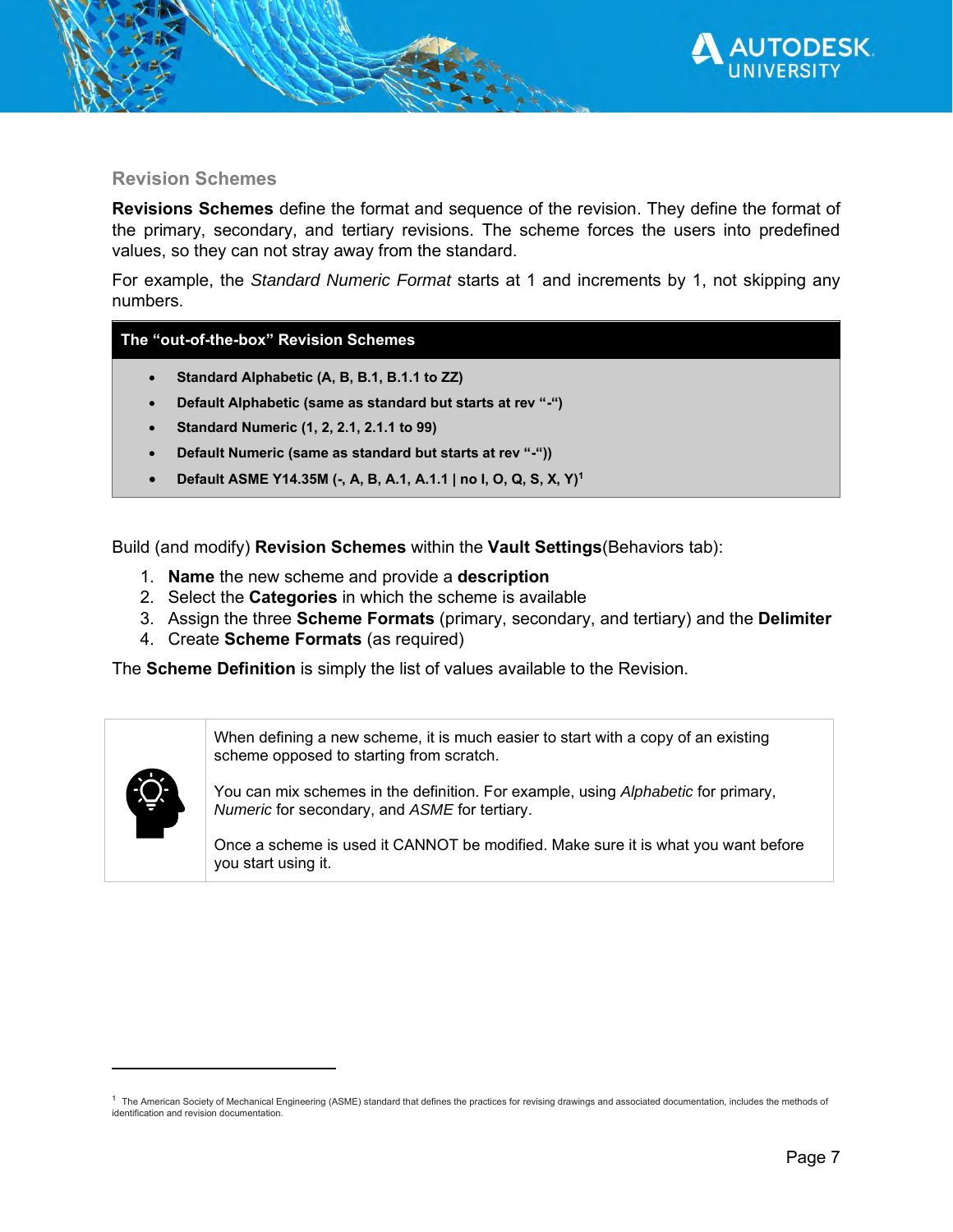## Revision Schemes

**Revisions Schemes** define the format and sequence of the revision. They define the format of the primary, secondary, and tertiary revisions. The scheme forces the users into predefined values, so they can not stray away from the standard.

For example, the *Standard Numeric Format* starts at 1 and increments by 1, not skipping any numbers.

**The "out-of-the-box" Revision Schemes**

- **Standard Alphabetic (A, B, B.1, B.1.1 to ZZ)**
- **Default Alphabetic (same as standard but starts at rev "-")**
- **Standard Numeric (1, 2, 2.1, 2.1.1 to 99)**
- **Default Numeric (same as standard but starts at rev "-"))**
- **Default ASME Y14.35M (-, A, B, A.1, A.1.1 | no I, O, Q, S, X, Y)**[1]

Build (and modify) **Revision Schemes** within the **Vault Settings**(Behaviors tab):

1. **Name** the new scheme and provide a **description**
2. Select the **Categories** in which the scheme is available
3. Assign the three **Scheme Formats** (primary, secondary, and tertiary) and the **Delimiter**
4. Create **Scheme Formats** (as required)

The **Scheme Definition** is simply the list of values available to the Revision.

When defining a new scheme, it is much easier to start with a copy of an existing scheme opposed to starting from scratch.

You can mix schemes in the definition. For example, using *Alphabetic* for primary, *Numeric* for secondary, and *ASME* for tertiary.

Once a scheme is used it CANNOT be modified. Make sure it is what you want before you start using it.

[1] The American Society of Mechanical Engineering (ASME) standard that defines the practices for revising drawings and associated documentation, includes the methods of identification and revision documentation.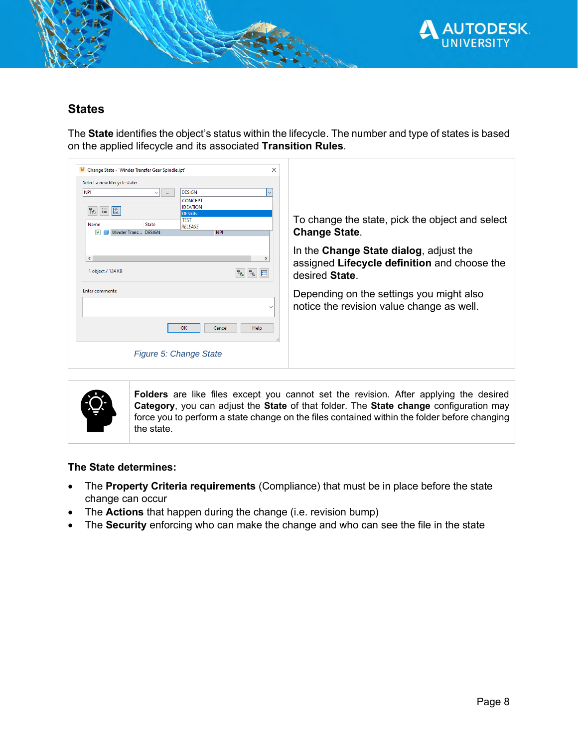## States

The **State** identifies the object's status within the lifecycle. The number and type of states is based on the applied lifecycle and its associated **Transition Rules**.

*Figure 5: Change State*

To change the state, pick the object and select **Change State**.

In the **Change State dialog**, adjust the assigned **Lifecycle definition** and choose the desired **State**.

Depending on the settings you might also notice the revision value change as well.

**Folders** are like files except you cannot set the revision. After applying the desired **Category**, you can adjust the **State** of that folder. The **State change** configuration may force you to perform a state change on the files contained within the folder before changing the state.

**The State determines:**

- The **Property Criteria requirements** (Compliance) that must be in place before the state change can occur
- The **Actions** that happen during the change (i.e. revision bump)
- The **Security** enforcing who can make the change and who can see the file in the state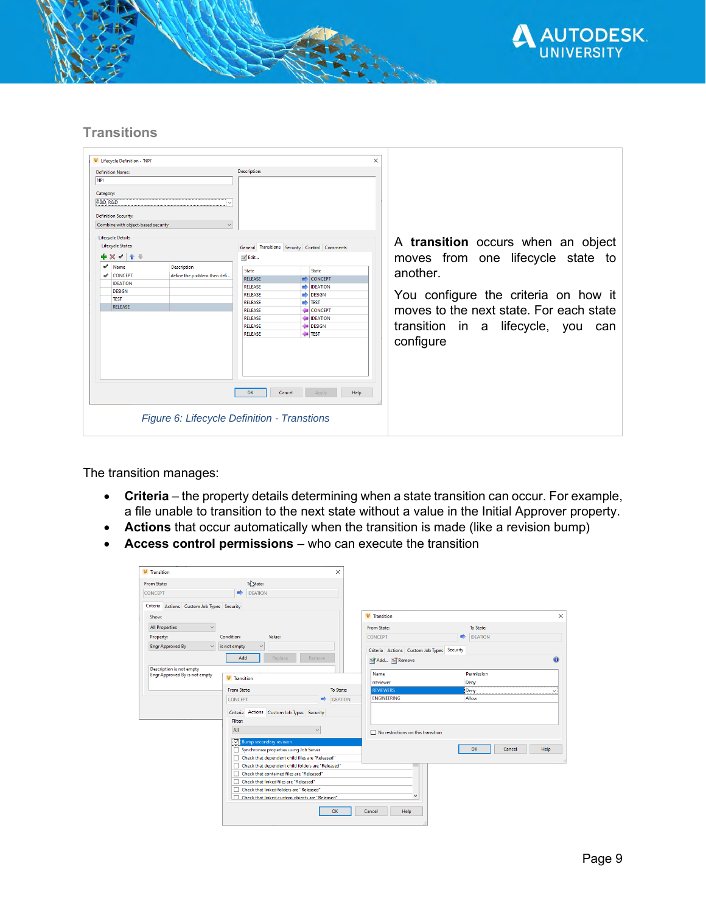## Transitions

A **transition** occurs when an object moves from one lifecycle state to another.

You configure the criteria on how it moves to the next state. For each state transition in a lifecycle, you can configure

*Figure 6: Lifecycle Definition - Transtions*

The transition manages:

- **Criteria** – the property details determining when a state transition can occur. For example, a file unable to transition to the next state without a value in the Initial Approver property.
- **Actions** that occur automatically when the transition is made (like a revision bump)
- **Access control permissions** – who can execute the transition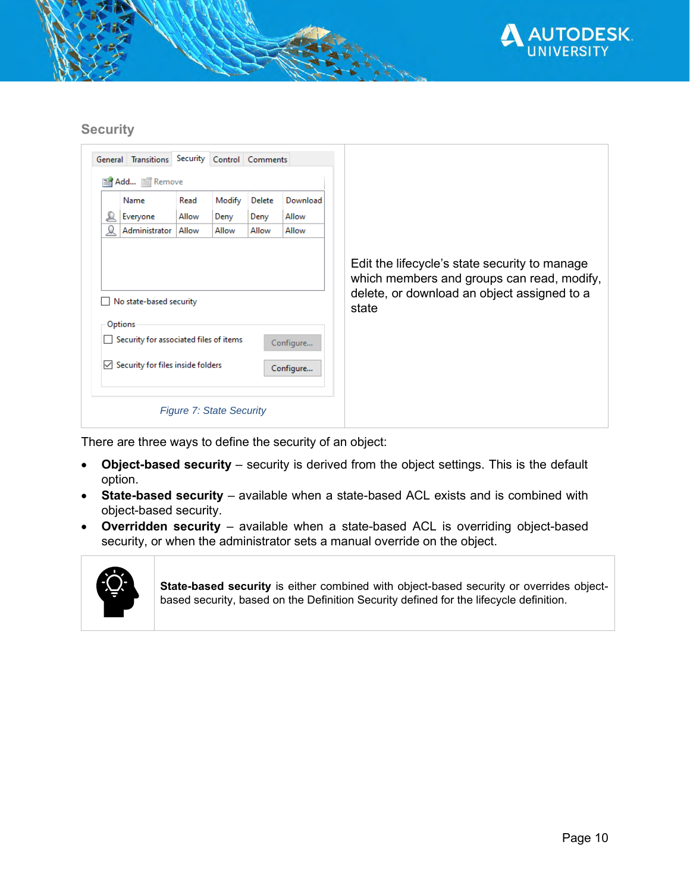## Security

| | |
|---|---|
| *Figure 7: State Security* | Edit the lifecycle's state security to manage which members and groups can read, modify, delete, or download an object assigned to a state |

There are three ways to define the security of an object:

- **Object-based security** – security is derived from the object settings. This is the default option.
- **State-based security** – available when a state-based ACL exists and is combined with object-based security.
- **Overridden security** – available when a state-based ACL is overriding object-based security, or when the administrator sets a manual override on the object.

**State-based security** is either combined with object-based security or overrides object-based security, based on the Definition Security defined for the lifecycle definition.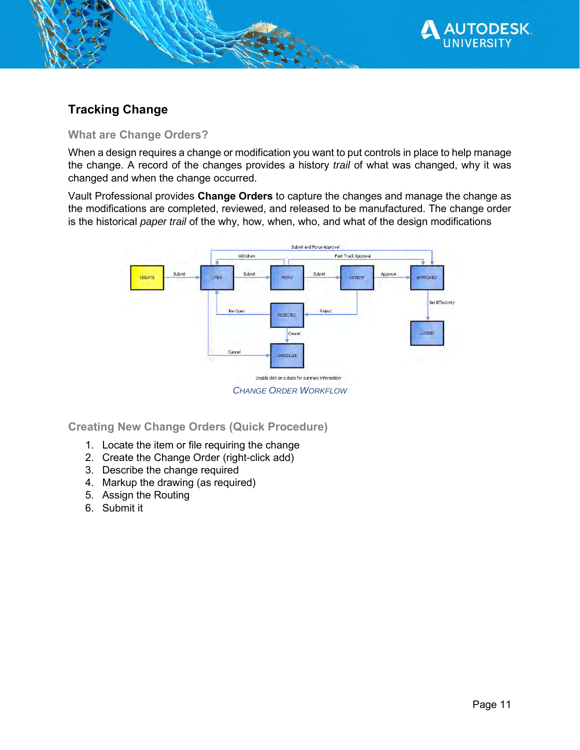## Tracking Change

### What are Change Orders?

When a design requires a change or modification you want to put controls in place to help manage the change. A record of the changes provides a history *trail* of what was changed, why it was changed and when the change occurred.

Vault Professional provides **Change Orders** to capture the changes and manage the change as the modifications are completed, reviewed, and released to be manufactured. The change order is the historical *paper trail* of the why, how, when, who, and what of the design modifications

CHANGE ORDER WORKFLOW

### Creating New Change Orders (Quick Procedure)

1. Locate the item or file requiring the change
2. Create the Change Order (right-click add)
3. Describe the change required
4. Markup the drawing (as required)
5. Assign the Routing
6. Submit it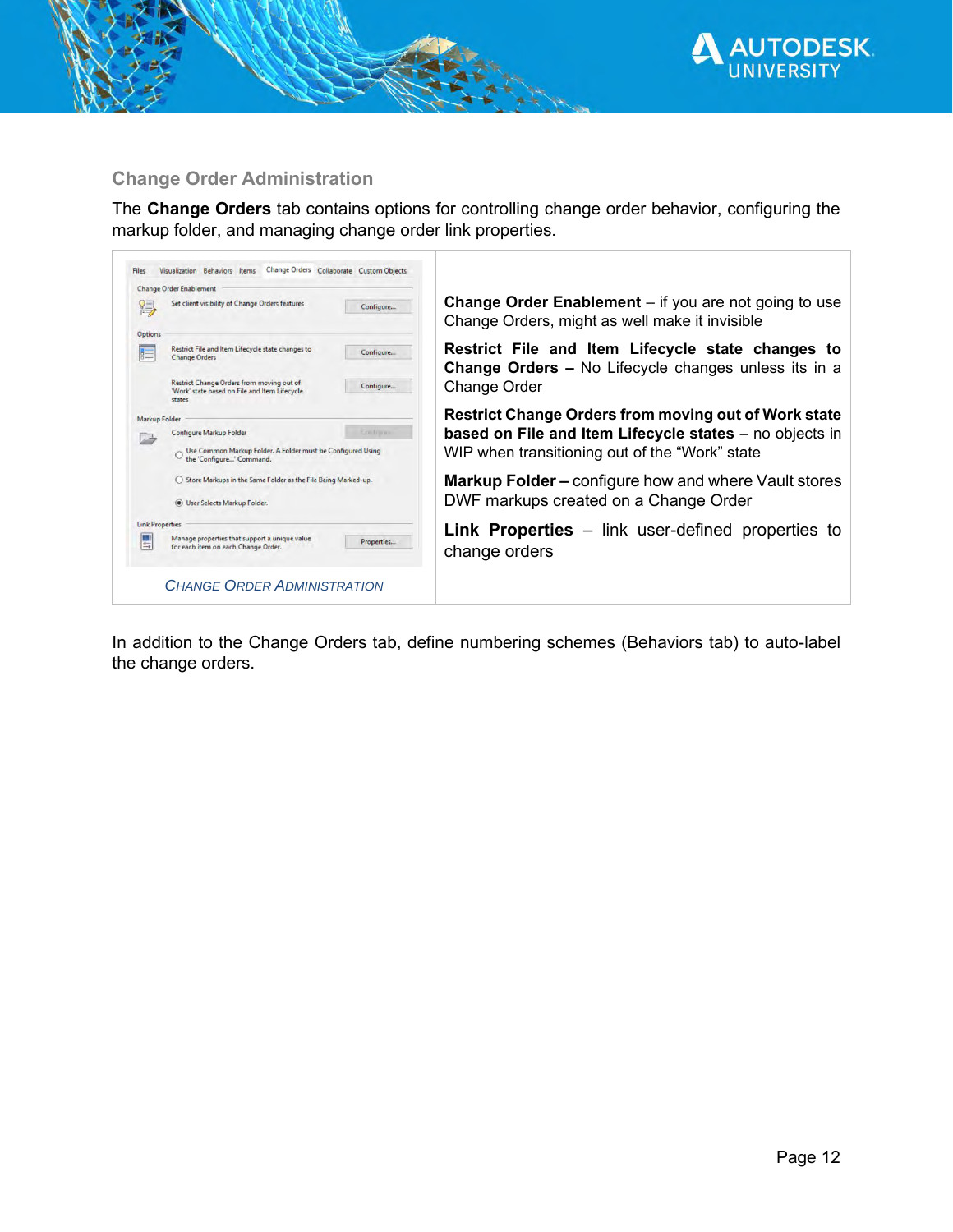### Change Order Administration

The **Change Orders** tab contains options for controlling change order behavior, configuring the markup folder, and managing change order link properties.

| | |
|---|---|
| CHANGE ORDER ADMINISTRATION | **Change Order Enablement** – if you are not going to use Change Orders, might as well make it invisible<br><br>**Restrict File and Item Lifecycle state changes to Change Orders –** No Lifecycle changes unless its in a Change Order<br><br>**Restrict Change Orders from moving out of Work state based on File and Item Lifecycle states** – no objects in WIP when transitioning out of the "Work" state<br><br>**Markup Folder –** configure how and where Vault stores DWF markups created on a Change Order<br><br>**Link Properties** – link user-defined properties to change orders |

In addition to the Change Orders tab, define numbering schemes (Behaviors tab) to auto-label the change orders.